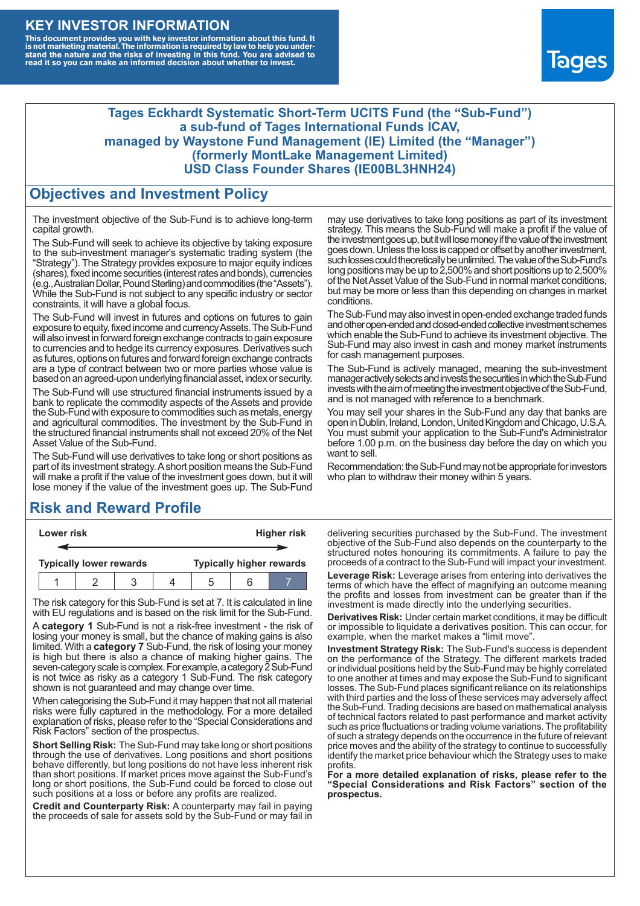# KEY INVESTOR INFORMATION

**This document provides you with key investor information about this fund. It is not marketing material. The information is required by law to help you understand the nature and the risks of investing in this fund. You are advised to read it so you can make an informed decision about whether to invest.**

Tages

**Tages Eckhardt Systematic Short-Term UCITS Fund (the "Sub-Fund")**
**a sub-fund of Tages International Funds ICAV,**
**managed by Waystone Fund Management (IE) Limited (the "Manager")**
**(formerly MontLake Management Limited)**
**USD Class Founder Shares (IE00BL3HNH24)**

## Objectives and Investment Policy

The investment objective of the Sub-Fund is to achieve long-term capital growth.

The Sub-Fund will seek to achieve its objective by taking exposure to the sub-investment manager's systematic trading system (the "Strategy"). The Strategy provides exposure to major equity indices (shares), fixed income securities (interest rates and bonds), currencies (e.g., Australian Dollar, Pound Sterling) and commodities (the "Assets"). While the Sub-Fund is not subject to any specific industry or sector constraints, it will have a global focus.

The Sub-Fund will invest in futures and options on futures to gain exposure to equity, fixed income and currency Assets. The Sub-Fund will also invest in forward foreign exchange contracts to gain exposure to currencies and to hedge its currency exposures. Derivatives such as futures, options on futures and forward foreign exchange contracts are a type of contract between two or more parties whose value is based on an agreed-upon underlying financial asset, index or security.

The Sub-Fund will use structured financial instruments issued by a bank to replicate the commodity aspects of the Assets and provide the Sub-Fund with exposure to commodities such as metals, energy and agricultural commodities. The investment by the Sub-Fund in the structured financial instruments shall not exceed 20% of the Net Asset Value of the Sub-Fund.

The Sub-Fund will use derivatives to take long or short positions as part of its investment strategy. A short position means the Sub-Fund will make a profit if the value of the investment goes down, but it will lose money if the value of the investment goes up. The Sub-Fund may use derivatives to take long positions as part of its investment strategy. This means the Sub-Fund will make a profit if the value of the investment goes up, but it will lose money if the value of the investment goes down. Unless the loss is capped or offset by another investment, such losses could theoretically be unlimited. The value of the Sub-Fund's long positions may be up to 2,500% and short positions up to 2,500% of the Net Asset Value of the Sub-Fund in normal market conditions, but may be more or less than this depending on changes in market conditions.

The Sub-Fund may also invest in open-ended exchange traded funds and other open-ended and closed-ended collective investment schemes which enable the Sub-Fund to achieve its investment objective. The Sub-Fund may also invest in cash and money market instruments for cash management purposes.

The Sub-Fund is actively managed, meaning the sub-investment manager actively selects and invests the securities in which the Sub-Fund invests with the aim of meeting the investment objective of the Sub-Fund, and is not managed with reference to a benchmark.

You may sell your shares in the Sub-Fund any day that banks are open in Dublin, Ireland, London, United Kingdom and Chicago, U.S.A. You must submit your application to the Sub-Fund's Administrator before 1.00 p.m. on the business day before the day on which you want to sell.

Recommendation: the Sub-Fund may not be appropriate for investors who plan to withdraw their money within 5 years.

## Risk and Reward Profile

| Lower risk | | | | | | Higher risk |
|---|---|---|---|---|---|---|
| Typically lower rewards | | | | | | Typically higher rewards |
| 1 | 2 | 3 | 4 | 5 | 6 | **7** |

The risk category for this Sub-Fund is set at 7. It is calculated in line with EU regulations and is based on the risk limit for the Sub-Fund.

A **category 1** Sub-Fund is not a risk-free investment - the risk of losing your money is small, but the chance of making gains is also limited. With a **category 7** Sub-Fund, the risk of losing your money is high but there is also a chance of making higher gains. The seven-category scale is complex. For example, a category 2 Sub-Fund is not twice as risky as a category 1 Sub-Fund. The risk category shown is not guaranteed and may change over time.

When categorising the Sub-Fund it may happen that not all material risks were fully captured in the methodology. For a more detailed explanation of risks, please refer to the "Special Considerations and Risk Factors" section of the prospectus.

**Short Selling Risk:** The Sub-Fund may take long or short positions through the use of derivatives. Long positions and short positions behave differently, but long positions do not have less inherent risk than short positions. If market prices move against the Sub-Fund's long or short positions, the Sub-Fund could be forced to close out such positions at a loss or before any profits are realized.

**Credit and Counterparty Risk:** A counterparty may fail in paying the proceeds of sale for assets sold by the Sub-Fund or may fail in delivering securities purchased by the Sub-Fund. The investment objective of the Sub-Fund also depends on the counterparty to the structured notes honouring its commitments. A failure to pay the proceeds of a contract to the Sub-Fund will impact your investment.

**Leverage Risk:** Leverage arises from entering into derivatives the terms of which have the effect of magnifying an outcome meaning the profits and losses from investment can be greater than if the investment is made directly into the underlying securities.

**Derivatives Risk:** Under certain market conditions, it may be difficult or impossible to liquidate a derivatives position. This can occur, for example, when the market makes a "limit move".

**Investment Strategy Risk:** The Sub-Fund's success is dependent on the performance of the Strategy. The different markets traded or individual positions held by the Sub-Fund may be highly correlated to one another at times and may expose the Sub-Fund to significant losses. The Sub-Fund places significant reliance on its relationships with third parties and the loss of these services may adversely affect the Sub-Fund. Trading decisions are based on mathematical analysis of technical factors related to past performance and market activity such as price fluctuations or trading volume variations. The profitability of such a strategy depends on the occurrence in the future of relevant price moves and the ability of the strategy to continue to successfully identify the market price behaviour which the Strategy uses to make profits.

**For a more detailed explanation of risks, please refer to the "Special Considerations and Risk Factors" section of the prospectus.**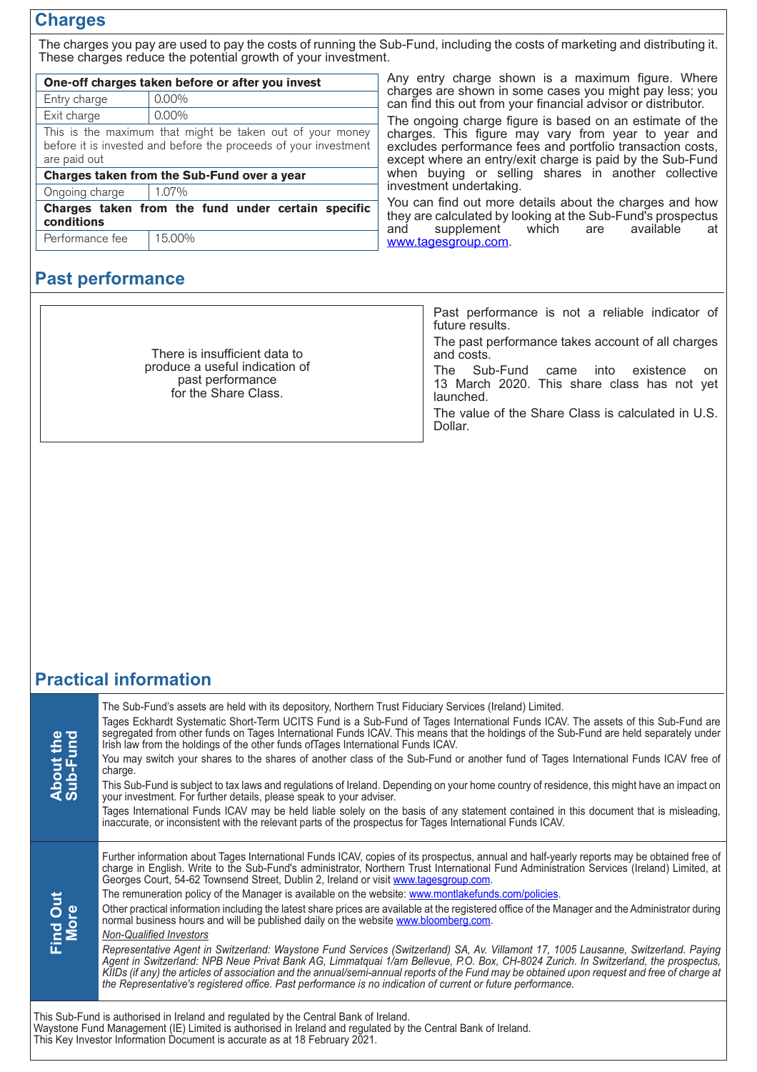## Charges

The charges you pay are used to pay the costs of running the Sub-Fund, including the costs of marketing and distributing it. These charges reduce the potential growth of your investment.

| **One-off charges taken before or after you invest** | |
|---|---|
| Entry charge | 0.00% |
| Exit charge | 0.00% |
| This is the maximum that might be taken out of your money before it is invested and before the proceeds of your investment are paid out | |
| **Charges taken from the Sub-Fund over a year** | |
| Ongoing charge | 1.07% |
| **Charges taken from the fund under certain specific conditions** | |
| Performance fee | 15.00% |

Any entry charge shown is a maximum figure. Where charges are shown in some cases you might pay less; you can find this out from your financial advisor or distributor.

The ongoing charge figure is based on an estimate of the charges. This figure may vary from year to year and excludes performance fees and portfolio transaction costs, except where an entry/exit charge is paid by the Sub-Fund when buying or selling shares in another collective investment undertaking.

You can find out more details about the charges and how they are calculated by looking at the Sub-Fund's prospectus and supplement which are available at www.tagesgroup.com.

## Past performance

There is insufficient data to produce a useful indication of past performance for the Share Class.

Past performance is not a reliable indicator of future results.

The past performance takes account of all charges and costs.

The Sub-Fund came into existence on 13 March 2020. This share class has not yet launched.

The value of the Share Class is calculated in U.S. Dollar.

## Practical information

### About the Sub-Fund

The Sub-Fund's assets are held with its depository, Northern Trust Fiduciary Services (Ireland) Limited.

Tages Eckhardt Systematic Short-Term UCITS Fund is a Sub-Fund of Tages International Funds ICAV. The assets of this Sub-Fund are segregated from other funds on Tages International Funds ICAV. This means that the holdings of the Sub-Fund are held separately under Irish law from the holdings of the other funds ofTages International Funds ICAV.

You may switch your shares to the shares of another class of the Sub-Fund or another fund of Tages International Funds ICAV free of charge.

This Sub-Fund is subject to tax laws and regulations of Ireland. Depending on your home country of residence, this might have an impact on your investment. For further details, please speak to your adviser.

Tages International Funds ICAV may be held liable solely on the basis of any statement contained in this document that is misleading, inaccurate, or inconsistent with the relevant parts of the prospectus for Tages International Funds ICAV.

### Find Out More

Further information about Tages International Funds ICAV, copies of its prospectus, annual and half-yearly reports may be obtained free of charge in English. Write to the Sub-Fund's administrator, Northern Trust International Fund Administration Services (Ireland) Limited, at Georges Court, 54-62 Townsend Street, Dublin 2, Ireland or visit www.tagesgroup.com.

The remuneration policy of the Manager is available on the website: www.montlakefunds.com/policies.

Other practical information including the latest share prices are available at the registered office of the Manager and the Administrator during normal business hours and will be published daily on the website www.bloomberg.com.

*Non-Qualified Investors*

*Representative Agent in Switzerland: Waystone Fund Services (Switzerland) SA, Av. Villamont 17, 1005 Lausanne, Switzerland. Paying Agent in Switzerland: NPB Neue Privat Bank AG, Limmatquai 1/am Bellevue, P.O. Box, CH-8024 Zurich. In Switzerland, the prospectus, KIIDs (if any) the articles of association and the annual/semi-annual reports of the Fund may be obtained upon request and free of charge at the Representative's registered office. Past performance is no indication of current or future performance.*

This Sub-Fund is authorised in Ireland and regulated by the Central Bank of Ireland.
Waystone Fund Management (IE) Limited is authorised in Ireland and regulated by the Central Bank of Ireland.
This Key Investor Information Document is accurate as at 18 February 2021.